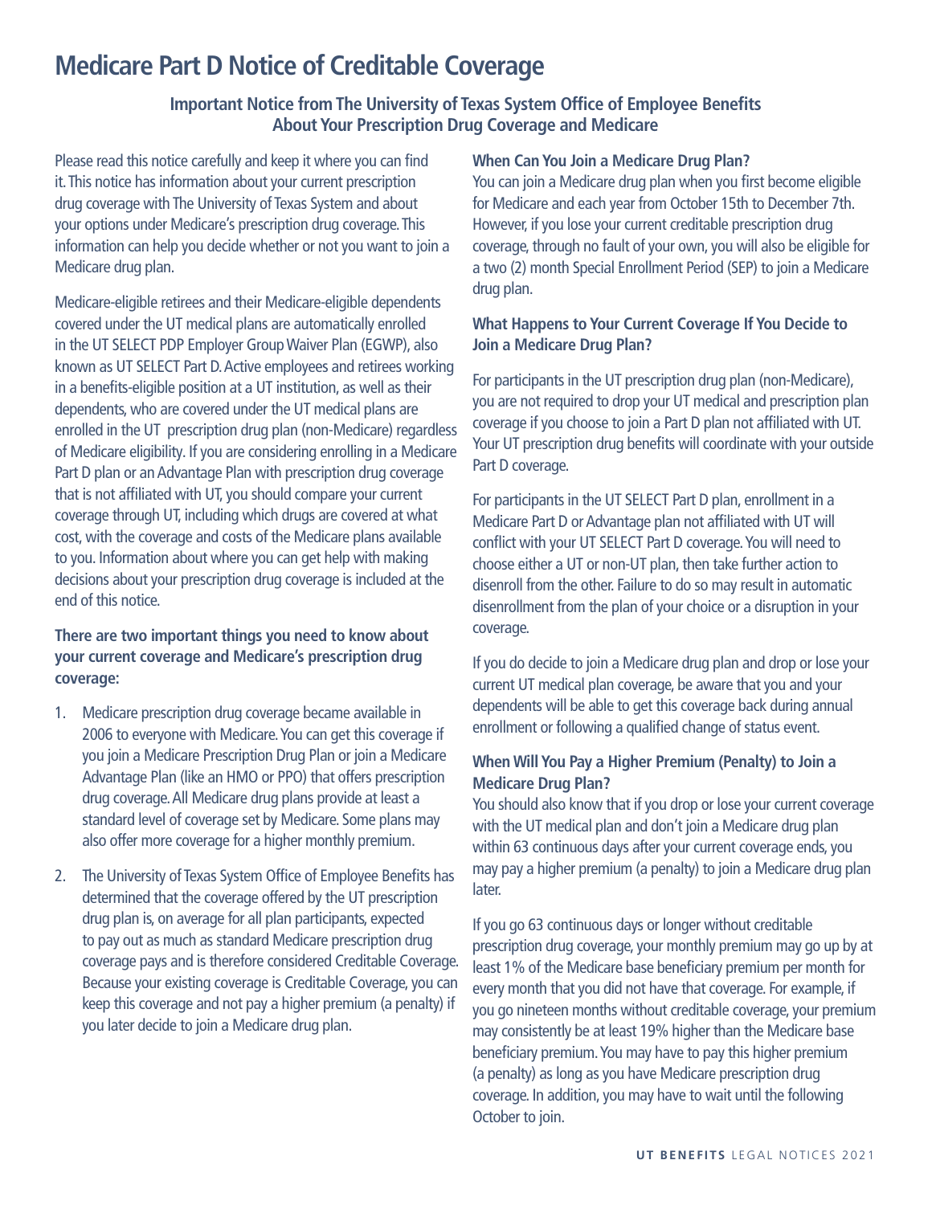# Medicare Part D Notice of Creditable Coverage

**Important Notice from The University of Texas System Office of Employee Benefits About Your Prescription Drug Coverage and Medicare**

Please read this notice carefully and keep it where you can find it. This notice has information about your current prescription drug coverage with The University of Texas System and about your options under Medicare's prescription drug coverage. This information can help you decide whether or not you want to join a Medicare drug plan.

Medicare-eligible retirees and their Medicare-eligible dependents covered under the UT medical plans are automatically enrolled in the UT SELECT PDP Employer Group Waiver Plan (EGWP), also known as UT SELECT Part D. Active employees and retirees working in a benefits-eligible position at a UT institution, as well as their dependents, who are covered under the UT medical plans are enrolled in the UT prescription drug plan (non-Medicare) regardless of Medicare eligibility. If you are considering enrolling in a Medicare Part D plan or an Advantage Plan with prescription drug coverage that is not affiliated with UT, you should compare your current coverage through UT, including which drugs are covered at what cost, with the coverage and costs of the Medicare plans available to you. Information about where you can get help with making decisions about your prescription drug coverage is included at the end of this notice.

**There are two important things you need to know about your current coverage and Medicare's prescription drug coverage:**

1. Medicare prescription drug coverage became available in 2006 to everyone with Medicare. You can get this coverage if you join a Medicare Prescription Drug Plan or join a Medicare Advantage Plan (like an HMO or PPO) that offers prescription drug coverage. All Medicare drug plans provide at least a standard level of coverage set by Medicare. Some plans may also offer more coverage for a higher monthly premium.
2. The University of Texas System Office of Employee Benefits has determined that the coverage offered by the UT prescription drug plan is, on average for all plan participants, expected to pay out as much as standard Medicare prescription drug coverage pays and is therefore considered Creditable Coverage. Because your existing coverage is Creditable Coverage, you can keep this coverage and not pay a higher premium (a penalty) if you later decide to join a Medicare drug plan.

**When Can You Join a Medicare Drug Plan?**

You can join a Medicare drug plan when you first become eligible for Medicare and each year from October 15th to December 7th. However, if you lose your current creditable prescription drug coverage, through no fault of your own, you will also be eligible for a two (2) month Special Enrollment Period (SEP) to join a Medicare drug plan.

**What Happens to Your Current Coverage If You Decide to Join a Medicare Drug Plan?**

For participants in the UT prescription drug plan (non-Medicare), you are not required to drop your UT medical and prescription plan coverage if you choose to join a Part D plan not affiliated with UT. Your UT prescription drug benefits will coordinate with your outside Part D coverage.

For participants in the UT SELECT Part D plan, enrollment in a Medicare Part D or Advantage plan not affiliated with UT will conflict with your UT SELECT Part D coverage. You will need to choose either a UT or non-UT plan, then take further action to disenroll from the other. Failure to do so may result in automatic disenrollment from the plan of your choice or a disruption in your coverage.

If you do decide to join a Medicare drug plan and drop or lose your current UT medical plan coverage, be aware that you and your dependents will be able to get this coverage back during annual enrollment or following a qualified change of status event.

**When Will You Pay a Higher Premium (Penalty) to Join a Medicare Drug Plan?**

You should also know that if you drop or lose your current coverage with the UT medical plan and don't join a Medicare drug plan within 63 continuous days after your current coverage ends, you may pay a higher premium (a penalty) to join a Medicare drug plan later.

If you go 63 continuous days or longer without creditable prescription drug coverage, your monthly premium may go up by at least 1% of the Medicare base beneficiary premium per month for every month that you did not have that coverage. For example, if you go nineteen months without creditable coverage, your premium may consistently be at least 19% higher than the Medicare base beneficiary premium. You may have to pay this higher premium (a penalty) as long as you have Medicare prescription drug coverage. In addition, you may have to wait until the following October to join.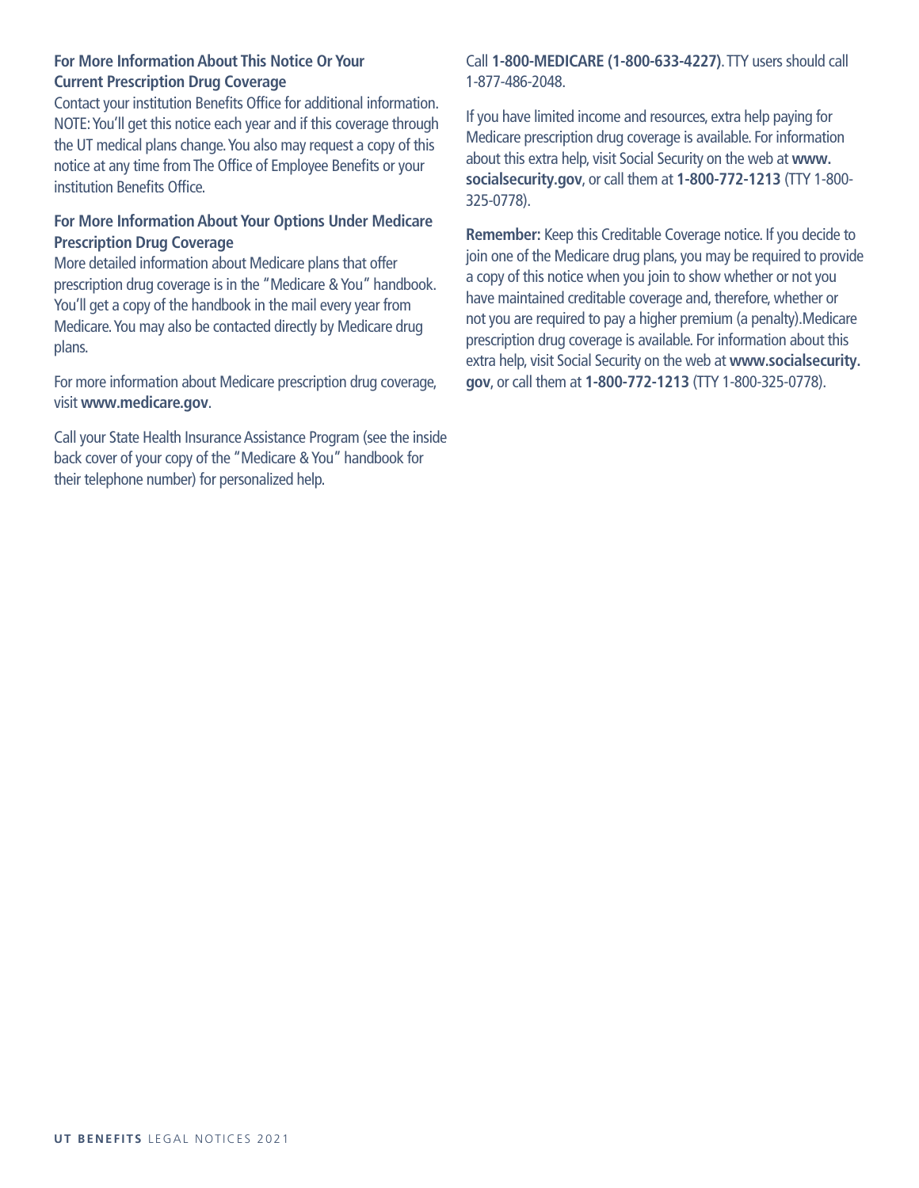### For More Information About This Notice Or Your Current Prescription Drug Coverage

Contact your institution Benefits Office for additional information. NOTE: You'll get this notice each year and if this coverage through the UT medical plans change. You also may request a copy of this notice at any time from The Office of Employee Benefits or your institution Benefits Office.

### For More Information About Your Options Under Medicare Prescription Drug Coverage

More detailed information about Medicare plans that offer prescription drug coverage is in the "Medicare & You" handbook. You'll get a copy of the handbook in the mail every year from Medicare. You may also be contacted directly by Medicare drug plans.

For more information about Medicare prescription drug coverage, visit **www.medicare.gov**.

Call your State Health Insurance Assistance Program (see the inside back cover of your copy of the "Medicare & You" handbook for their telephone number) for personalized help.

Call **1-800-MEDICARE (1-800-633-4227)**. TTY users should call 1-877-486-2048.

If you have limited income and resources, extra help paying for Medicare prescription drug coverage is available. For information about this extra help, visit Social Security on the web at **www.socialsecurity.gov**, or call them at **1-800-772-1213** (TTY 1-800-325-0778).

**Remember:** Keep this Creditable Coverage notice. If you decide to join one of the Medicare drug plans, you may be required to provide a copy of this notice when you join to show whether or not you have maintained creditable coverage and, therefore, whether or not you are required to pay a higher premium (a penalty).Medicare prescription drug coverage is available. For information about this extra help, visit Social Security on the web at **www.socialsecurity.gov**, or call them at **1-800-772-1213** (TTY 1-800-325-0778).